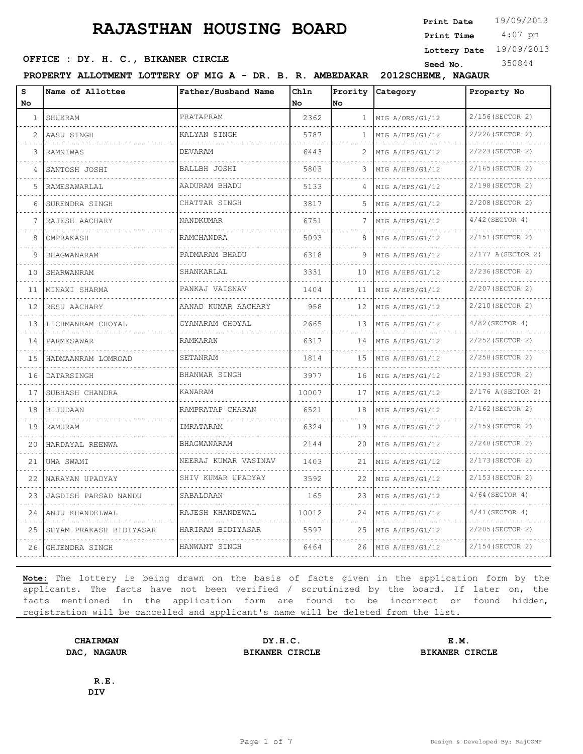# RAJASTHAN HOUSING BOARD

**Print Date** 19/09/2013
**Print Time** 4:07 pm
**Lottery Date** 19/09/2013
**Seed No.** 350844

**OFFICE : DY. H. C., BIKANER CIRCLE**

**PROPERTY ALLOTMENT LOTTERY OF MIG A - DR. B. R. AMBEDAKAR 2012SCHEME, NAGAUR**

| S No | Name of Allottee | Father/Husband Name | Chln No | Prority No | Category | Property No |
|---|---|---|---|---|---|---|
| 1 | SHUKRAM | PRATAPRAM | 2362 | 1 | MIG A/ORS/G1/12 | 2/156(SECTOR 2) |
| 2 | AASU SINGH | KALYAN SINGH | 5787 | 1 | MIG A/HPS/G1/12 | 2/226(SECTOR 2) |
| 3 | RAMNIWAS | DEVARAM | 6443 | 2 | MIG A/HPS/G1/12 | 2/223(SECTOR 2) |
| 4 | SANTOSH JOSHI | BALLBH JOSHI | 5803 | 3 | MIG A/HPS/G1/12 | 2/165(SECTOR 2) |
| 5 | RAMESAWARLAL | AADURAM BHADU | 5133 | 4 | MIG A/HPS/G1/12 | 2/198(SECTOR 2) |
| 6 | SURENDRA SINGH | CHATTAR SINGH | 3817 | 5 | MIG A/HPS/G1/12 | 2/208(SECTOR 2) |
| 7 | RAJESH AACHARY | NANDKUMAR | 6751 | 7 | MIG A/HPS/G1/12 | 4/42(SECTOR 4) |
| 8 | OMPRAKASH | RAMCHANDRA | 5093 | 8 | MIG A/HPS/G1/12 | 2/151(SECTOR 2) |
| 9 | BHAGWANARAM | PADMARAM BHADU | 6318 | 9 | MIG A/HPS/G1/12 | 2/177 A(SECTOR 2) |
| 10 | SHARWANRAM | SHANKARLAL | 3331 | 10 | MIG A/HPS/G1/12 | 2/236(SECTOR 2) |
| 11 | MINAXI SHARMA | PANKAJ VAISNAV | 1404 | 11 | MIG A/HPS/G1/12 | 2/207(SECTOR 2) |
| 12 | RESU AACHARY | AANAD KUMAR AACHARY | 958 | 12 | MIG A/HPS/G1/12 | 2/210(SECTOR 2) |
| 13 | LICHMANRAM CHOYAL | GYANARAM CHOYAL | 2665 | 13 | MIG A/HPS/G1/12 | 4/82(SECTOR 4) |
| 14 | PARMESAWAR | RAMKARAN | 6317 | 14 | MIG A/HPS/G1/12 | 2/252(SECTOR 2) |
| 15 | HADMAANRAM LOMROAD | SETANRAM | 1814 | 15 | MIG A/HPS/G1/12 | 2/258(SECTOR 2) |
| 16 | DATARSINGH | BHANWAR SINGH | 3977 | 16 | MIG A/HPS/G1/12 | 2/193(SECTOR 2) |
| 17 | SUBHASH CHANDRA | KANARAM | 10007 | 17 | MIG A/HPS/G1/12 | 2/176 A(SECTOR 2) |
| 18 | BIJUDAAN | RAMPRATAP CHARAN | 6521 | 18 | MIG A/HPS/G1/12 | 2/162(SECTOR 2) |
| 19 | RAMURAM | IMRATARAM | 6324 | 19 | MIG A/HPS/G1/12 | 2/159(SECTOR 2) |
| 20 | HARDAYAL REENWA | BHAGWANARAM | 2144 | 20 | MIG A/HPS/G1/12 | 2/248(SECTOR 2) |
| 21 | UMA SWAMI | NEERAJ KUMAR VASINAV | 1403 | 21 | MIG A/HPS/G1/12 | 2/173(SECTOR 2) |
| 22 | NARAYAN UPADYAY | SHIV KUMAR UPADYAY | 3592 | 22 | MIG A/HPS/G1/12 | 2/153(SECTOR 2) |
| 23 | JAGDISH PARSAD NANDU | SABALDAAN | 165 | 23 | MIG A/HPS/G1/12 | 4/64(SECTOR 4) |
| 24 | ANJU KHANDELWAL | RAJESH KHANDEWAL | 10012 | 24 | MIG A/HPS/G1/12 | 4/41(SECTOR 4) |
| 25 | SHYAM PRAKASH BIDIYASAR | HARIRAM BIDIYASAR | 5597 | 25 | MIG A/HPS/G1/12 | 2/205(SECTOR 2) |
| 26 | GHJENDRA SINGH | HANWANT SINGH | 6464 | 26 | MIG A/HPS/G1/12 | 2/154(SECTOR 2) |

**Note:** The lottery is being drawn on the basis of facts given in the application form by the applicants. The facts have not been verified / scrutinized by the board. If later on, the facts mentioned in the application form are found to be incorrect or found hidden, registration will be cancelled and applicant's name will be deleted from the list.

**CHAIRMAN**
**DAC, NAGAUR**

**DY.H.C.**
**BIKANER CIRCLE**

**E.M.**
**BIKANER CIRCLE**

**R.E.**
**DIV**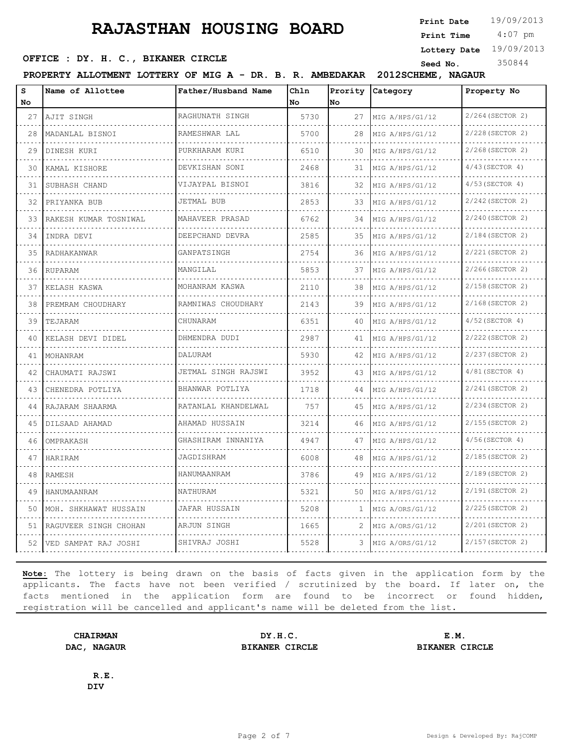# RAJASTHAN HOUSING BOARD

**Print Date** 19/09/2013
**Print Time** 4:07 pm
**Lottery Date** 19/09/2013
**Seed No.** 350844

**OFFICE : DY. H. C., BIKANER CIRCLE**

**PROPERTY ALLOTMENT LOTTERY OF MIG A - DR. B. R. AMBEDAKAR 2012SCHEME, NAGAUR**

| S No | Name of Allottee | Father/Husband Name | Chln No | Prority No | Category | Property No |
|---|---|---|---|---|---|---|
| 27 | AJIT SINGH | RAGHUNATH SINGH | 5730 | 27 | MIG A/HPS/G1/12 | 2/264(SECTOR 2) |
| 28 | MADANLAL BISNOI | RAMESHWAR LAL | 5700 | 28 | MIG A/HPS/G1/12 | 2/228(SECTOR 2) |
| 29 | DINESH KURI | PURKHARAM KURI | 6510 | 30 | MIG A/HPS/G1/12 | 2/268(SECTOR 2) |
| 30 | KAMAL KISHORE | DEVKISHAN SONI | 2468 | 31 | MIG A/HPS/G1/12 | 4/43(SECTOR 4) |
| 31 | SUBHASH CHAND | VIJAYPAL BISNOI | 3816 | 32 | MIG A/HPS/G1/12 | 4/53(SECTOR 4) |
| 32 | PRIYANKA BUB | JETMAL BUB | 2853 | 33 | MIG A/HPS/G1/12 | 2/242(SECTOR 2) |
| 33 | RAKESH KUMAR TOSNIWAL | MAHAVEER PRASAD | 6762 | 34 | MIG A/HPS/G1/12 | 2/240(SECTOR 2) |
| 34 | INDRA DEVI | DEEPCHAND DEVRA | 2585 | 35 | MIG A/HPS/G1/12 | 2/184(SECTOR 2) |
| 35 | RADHAKANWAR | GANPATSINGH | 2754 | 36 | MIG A/HPS/G1/12 | 2/221(SECTOR 2) |
| 36 | RUPARAM | MANGILAL | 5853 | 37 | MIG A/HPS/G1/12 | 2/266(SECTOR 2) |
| 37 | KELASH KASWA | MOHANRAM KASWA | 2110 | 38 | MIG A/HPS/G1/12 | 2/158(SECTOR 2) |
| 38 | PREMRAM CHOUDHARY | RAMNIWAS CHOUDHARY | 2143 | 39 | MIG A/HPS/G1/12 | 2/168(SECTOR 2) |
| 39 | TEJARAM | CHUNARAM | 6351 | 40 | MIG A/HPS/G1/12 | 4/52(SECTOR 4) |
| 40 | KELASH DEVI DIDEL | DHMENDRA DUDI | 2987 | 41 | MIG A/HPS/G1/12 | 2/222(SECTOR 2) |
| 41 | MOHANRAM | DALURAM | 5930 | 42 | MIG A/HPS/G1/12 | 2/237(SECTOR 2) |
| 42 | CHAUMATI RAJSWI | JETMAL SINGH RAJSWI | 3952 | 43 | MIG A/HPS/G1/12 | 4/81(SECTOR 4) |
| 43 | CHENEDRA POTLIYA | BHANWAR POTLIYA | 1718 | 44 | MIG A/HPS/G1/12 | 2/241(SECTOR 2) |
| 44 | RAJARAM SHAARMA | RATANLAL KHANDELWAL | 757 | 45 | MIG A/HPS/G1/12 | 2/234(SECTOR 2) |
| 45 | DILSAAD AHAMAD | AHAMAD HUSSAIN | 3214 | 46 | MIG A/HPS/G1/12 | 2/155(SECTOR 2) |
| 46 | OMPRAKASH | GHASHIRAM INNANIYA | 4947 | 47 | MIG A/HPS/G1/12 | 4/56(SECTOR 4) |
| 47 | HARIRAM | JAGDISHRAM | 6008 | 48 | MIG A/HPS/G1/12 | 2/185(SECTOR 2) |
| 48 | RAMESH | HANUMAANRAM | 3786 | 49 | MIG A/HPS/G1/12 | 2/189(SECTOR 2) |
| 49 | HANUMAANRAM | NATHURAM | 5321 | 50 | MIG A/HPS/G1/12 | 2/191(SECTOR 2) |
| 50 | MOH. SHKHAWAT HUSSAIN | JAFAR HUSSAIN | 5208 | 1 | MIG A/ORS/G1/12 | 2/225(SECTOR 2) |
| 51 | RAGUVEER SINGH CHOHAN | ARJUN SINGH | 1665 | 2 | MIG A/ORS/G1/12 | 2/201(SECTOR 2) |
| 52 | VED SAMPAT RAJ JOSHI | SHIVRAJ JOSHI | 5528 | 3 | MIG A/ORS/G1/12 | 2/157(SECTOR 2) |

**Note:** The lottery is being drawn on the basis of facts given in the application form by the applicants. The facts have not been verified / scrutinized by the board. If later on, the facts mentioned in the application form are found to be incorrect or found hidden, registration will be cancelled and applicant's name will be deleted from the list.

**CHAIRMAN**
**DAC, NAGAUR**

**DY.H.C.**
**BIKANER CIRCLE**

**E.M.**
**BIKANER CIRCLE**

**R.E.**
**DIV**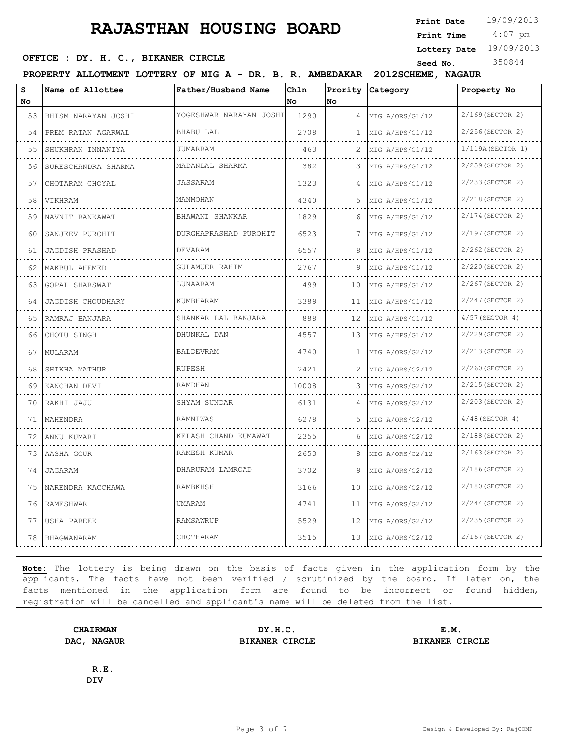# RAJASTHAN HOUSING BOARD

**Print Date** 19/09/2013
**Print Time** 4:07 pm
**Lottery Date** 19/09/2013
**Seed No.** 350844

**OFFICE : DY. H. C., BIKANER CIRCLE**

**PROPERTY ALLOTMENT LOTTERY OF MIG A - DR. B. R. AMBEDAKAR 2012SCHEME, NAGAUR**

| S No | Name of Allottee | Father/Husband Name | Chln No | Prority No | Category | Property No |
|---|---|---|---|---|---|---|
| 53 | BHISM NARAYAN JOSHI | YOGESHWAR NARAYAN JOSHI | 1290 | 4 | MIG A/ORS/G1/12 | 2/169(SECTOR 2) |
| 54 | PREM RATAN AGARWAL | BHABU LAL | 2708 | 1 | MIG A/HPS/G1/12 | 2/256(SECTOR 2) |
| 55 | SHUKHRAN INNANIYA | JUMARRAM | 463 | 2 | MIG A/HPS/G1/12 | 1/119A(SECTOR 1) |
| 56 | SURESCHANDRA SHARMA | MADANLAL SHARMA | 382 | 3 | MIG A/HPS/G1/12 | 2/259(SECTOR 2) |
| 57 | CHOTARAM CHOYAL | JASSARAM | 1323 | 4 | MIG A/HPS/G1/12 | 2/233(SECTOR 2) |
| 58 | VIKHRAM | MANMOHAN | 4340 | 5 | MIG A/HPS/G1/12 | 2/218(SECTOR 2) |
| 59 | NAVNIT RANKAWAT | BHAWANI SHANKAR | 1829 | 6 | MIG A/HPS/G1/12 | 2/174(SECTOR 2) |
| 60 | SANJEEV PUROHIT | DURGHAPRASHAD PUROHIT | 6523 | 7 | MIG A/HPS/G1/12 | 2/197(SECTOR 2) |
| 61 | JAGDISH PRASHAD | DEVARAM | 6557 | 8 | MIG A/HPS/G1/12 | 2/262(SECTOR 2) |
| 62 | MAKBUL AHEMED | GULAMUER RAHIM | 2767 | 9 | MIG A/HPS/G1/12 | 2/220(SECTOR 2) |
| 63 | GOPAL SHARSWAT | LUNAARAM | 499 | 10 | MIG A/HPS/G1/12 | 2/267(SECTOR 2) |
| 64 | JAGDISH CHOUDHARY | KUMBHARAM | 3389 | 11 | MIG A/HPS/G1/12 | 2/247(SECTOR 2) |
| 65 | RAMRAJ BANJARA | SHANKAR LAL BANJARA | 888 | 12 | MIG A/HPS/G1/12 | 4/57(SECTOR 4) |
| 66 | CHOTU SINGH | DHUNKAL DAN | 4557 | 13 | MIG A/HPS/G1/12 | 2/229(SECTOR 2) |
| 67 | MULARAM | BALDEVRAM | 4740 | 1 | MIG A/ORS/G2/12 | 2/213(SECTOR 2) |
| 68 | SHIKHA MATHUR | RUPESH | 2421 | 2 | MIG A/ORS/G2/12 | 2/260(SECTOR 2) |
| 69 | KANCHAN DEVI | RAMDHAN | 10008 | 3 | MIG A/ORS/G2/12 | 2/215(SECTOR 2) |
| 70 | RAKHI JAJU | SHYAM SUNDAR | 6131 | 4 | MIG A/ORS/G2/12 | 2/203(SECTOR 2) |
| 71 | MAHENDRA | RAMNIWAS | 6278 | 5 | MIG A/ORS/G2/12 | 4/48(SECTOR 4) |
| 72 | ANNU KUMARI | KELASH CHAND KUMAWAT | 2355 | 6 | MIG A/ORS/G2/12 | 2/188(SECTOR 2) |
| 73 | AASHA GOUR | RAMESH KUMAR | 2653 | 8 | MIG A/ORS/G2/12 | 2/163(SECTOR 2) |
| 74 | JAGARAM | DHARURAM LAMROAD | 3702 | 9 | MIG A/ORS/G2/12 | 2/186(SECTOR 2) |
| 75 | NARENDRA KACCHAWA | RAMBKHSH | 3166 | 10 | MIG A/ORS/G2/12 | 2/180(SECTOR 2) |
| 76 | RAMESHWAR | UMARAM | 4741 | 11 | MIG A/ORS/G2/12 | 2/244(SECTOR 2) |
| 77 | USHA PAREEK | RAMSAWRUP | 5529 | 12 | MIG A/ORS/G2/12 | 2/235(SECTOR 2) |
| 78 | BHAGWANARAM | CHOTHARAM | 3515 | 13 | MIG A/ORS/G2/12 | 2/167(SECTOR 2) |

**Note:** The lottery is being drawn on the basis of facts given in the application form by the applicants. The facts have not been verified / scrutinized by the board. If later on, the facts mentioned in the application form are found to be incorrect or found hidden, registration will be cancelled and applicant's name will be deleted from the list.

**CHAIRMAN**
**DAC, NAGAUR**

**DY.H.C.**
**BIKANER CIRCLE**

**E.M.**
**BIKANER CIRCLE**

**R.E.**
**DIV**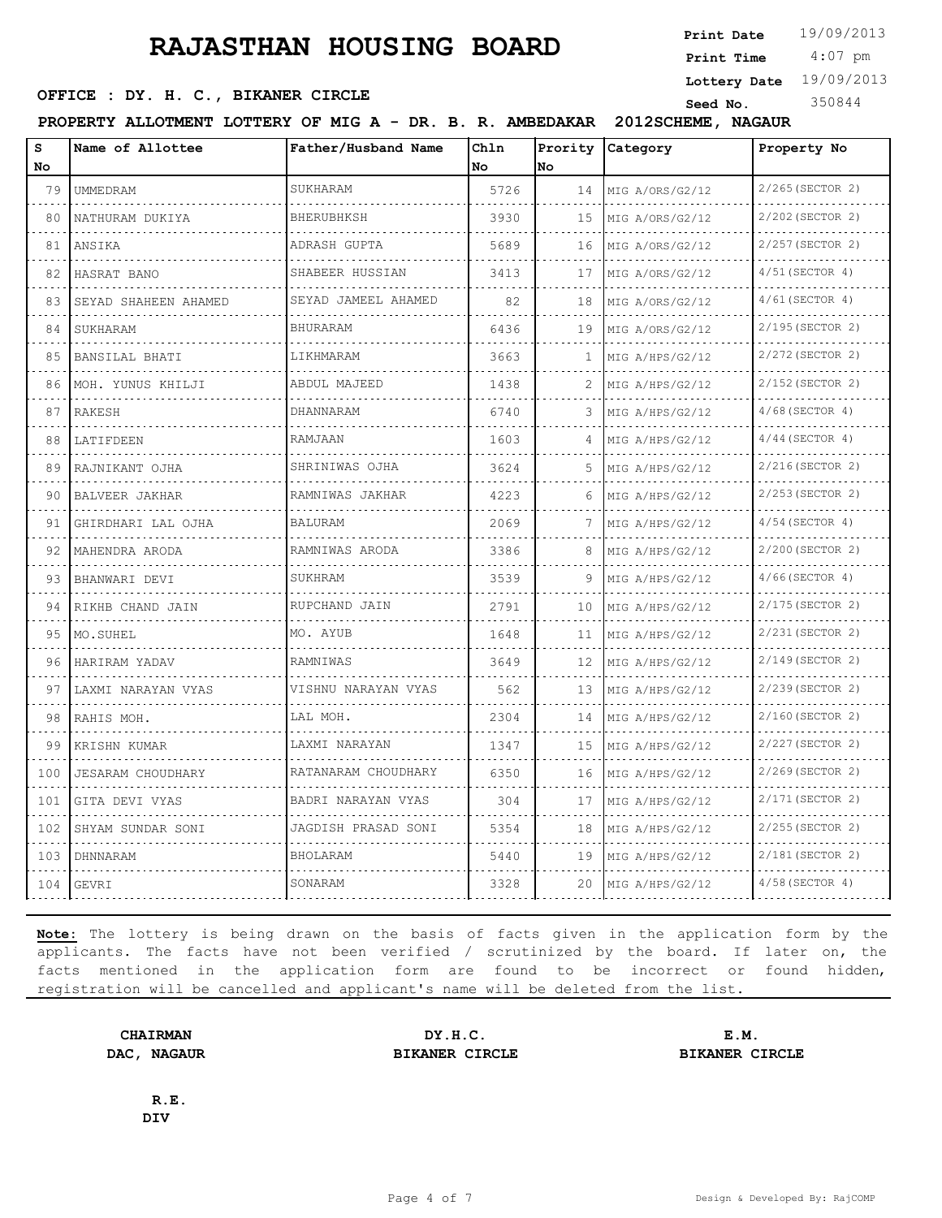# RAJASTHAN HOUSING BOARD

**Print Date** 19/09/2013
**Print Time** 4:07 pm
**Lottery Date** 19/09/2013
**Seed No.** 350844

**OFFICE : DY. H. C., BIKANER CIRCLE**

**PROPERTY ALLOTMENT LOTTERY OF MIG A - DR. B. R. AMBEDAKAR 2012SCHEME, NAGAUR**

| S No | Name of Allottee | Father/Husband Name | Chln No | Prority No | Category | Property No |
|---|---|---|---|---|---|---|
| 79 | UMMEDRAM | SUKHARAM | 5726 | 14 | MIG A/ORS/G2/12 | 2/265(SECTOR 2) |
| 80 | NATHURAM DUKIYA | BHERUBHKSH | 3930 | 15 | MIG A/ORS/G2/12 | 2/202(SECTOR 2) |
| 81 | ANSIKA | ADRASH GUPTA | 5689 | 16 | MIG A/ORS/G2/12 | 2/257(SECTOR 2) |
| 82 | HASRAT BANO | SHABEER HUSSIAN | 3413 | 17 | MIG A/ORS/G2/12 | 4/51(SECTOR 4) |
| 83 | SEYAD SHAHEEN AHAMED | SEYAD JAMEEL AHAMED | 82 | 18 | MIG A/ORS/G2/12 | 4/61(SECTOR 4) |
| 84 | SUKHARAM | BHURARAM | 6436 | 19 | MIG A/ORS/G2/12 | 2/195(SECTOR 2) |
| 85 | BANSILAL BHATI | LIKHMARAM | 3663 | 1 | MIG A/HPS/G2/12 | 2/272(SECTOR 2) |
| 86 | MOH. YUNUS KHILJI | ABDUL MAJEED | 1438 | 2 | MIG A/HPS/G2/12 | 2/152(SECTOR 2) |
| 87 | RAKESH | DHANNARAM | 6740 | 3 | MIG A/HPS/G2/12 | 4/68(SECTOR 4) |
| 88 | LATIFDEEN | RAMJAAN | 1603 | 4 | MIG A/HPS/G2/12 | 4/44(SECTOR 4) |
| 89 | RAJNIKANT OJHA | SHRINIWAS OJHA | 3624 | 5 | MIG A/HPS/G2/12 | 2/216(SECTOR 2) |
| 90 | BALVEER JAKHAR | RAMNIWAS JAKHAR | 4223 | 6 | MIG A/HPS/G2/12 | 2/253(SECTOR 2) |
| 91 | GHIRDHARI LAL OJHA | BALURAM | 2069 | 7 | MIG A/HPS/G2/12 | 4/54(SECTOR 4) |
| 92 | MAHENDRA ARODA | RAMNIWAS ARODA | 3386 | 8 | MIG A/HPS/G2/12 | 2/200(SECTOR 2) |
| 93 | BHANWARI DEVI | SUKHRAM | 3539 | 9 | MIG A/HPS/G2/12 | 4/66(SECTOR 4) |
| 94 | RIKHB CHAND JAIN | RUPCHAND JAIN | 2791 | 10 | MIG A/HPS/G2/12 | 2/175(SECTOR 2) |
| 95 | MO.SUHEL | MO. AYUB | 1648 | 11 | MIG A/HPS/G2/12 | 2/231(SECTOR 2) |
| 96 | HARIRAM YADAV | RAMNIWAS | 3649 | 12 | MIG A/HPS/G2/12 | 2/149(SECTOR 2) |
| 97 | LAXMI NARAYAN VYAS | VISHNU NARAYAN VYAS | 562 | 13 | MIG A/HPS/G2/12 | 2/239(SECTOR 2) |
| 98 | RAHIS MOH. | LAL MOH. | 2304 | 14 | MIG A/HPS/G2/12 | 2/160(SECTOR 2) |
| 99 | KRISHN KUMAR | LAXMI NARAYAN | 1347 | 15 | MIG A/HPS/G2/12 | 2/227(SECTOR 2) |
| 100 | JESARAM CHOUDHARY | RATANARAM CHOUDHARY | 6350 | 16 | MIG A/HPS/G2/12 | 2/269(SECTOR 2) |
| 101 | GITA DEVI VYAS | BADRI NARAYAN VYAS | 304 | 17 | MIG A/HPS/G2/12 | 2/171(SECTOR 2) |
| 102 | SHYAM SUNDAR SONI | JAGDISH PRASAD SONI | 5354 | 18 | MIG A/HPS/G2/12 | 2/255(SECTOR 2) |
| 103 | DHNNARAM | BHOLARAM | 5440 | 19 | MIG A/HPS/G2/12 | 2/181(SECTOR 2) |
| 104 | GEVRI | SONARAM | 3328 | 20 | MIG A/HPS/G2/12 | 4/58(SECTOR 4) |

**Note:** The lottery is being drawn on the basis of facts given in the application form by the applicants. The facts have not been verified / scrutinized by the board. If later on, the facts mentioned in the application form are found to be incorrect or found hidden, registration will be cancelled and applicant's name will be deleted from the list.

**CHAIRMAN**
**DAC, NAGAUR**

**DY.H.C.**
**BIKANER CIRCLE**

**E.M.**
**BIKANER CIRCLE**

**R.E.**
**DIV**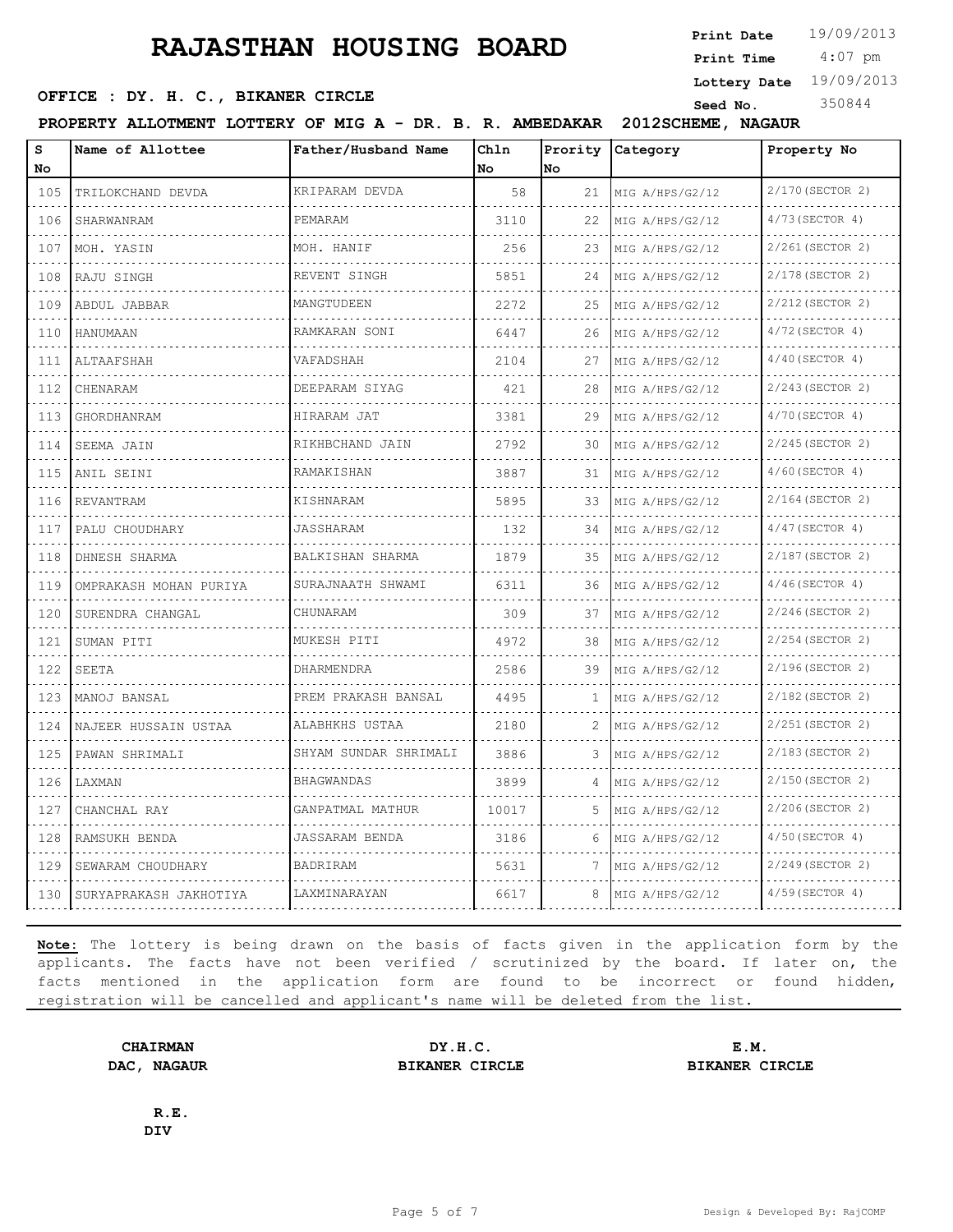# RAJASTHAN HOUSING BOARD

**Print Date** 19/09/2013
**Print Time** 4:07 pm
**Lottery Date** 19/09/2013
**Seed No.** 350844

**OFFICE : DY. H. C., BIKANER CIRCLE**

**PROPERTY ALLOTMENT LOTTERY OF MIG A - DR. B. R. AMBEDAKAR 2012SCHEME, NAGAUR**

| S No | Name of Allottee | Father/Husband Name | Chln No | Prority No | Category | Property No |
|---|---|---|---|---|---|---|
| 105 | TRILOKCHAND DEVDA | KRIPARAM DEVDA | 58 | 21 | MIG A/HPS/G2/12 | 2/170(SECTOR 2) |
| 106 | SHARWANRAM | PEMARAM | 3110 | 22 | MIG A/HPS/G2/12 | 4/73(SECTOR 4) |
| 107 | MOH. YASIN | MOH. HANIF | 256 | 23 | MIG A/HPS/G2/12 | 2/261(SECTOR 2) |
| 108 | RAJU SINGH | REVENT SINGH | 5851 | 24 | MIG A/HPS/G2/12 | 2/178(SECTOR 2) |
| 109 | ABDUL JABBAR | MANGTUDEEN | 2272 | 25 | MIG A/HPS/G2/12 | 2/212(SECTOR 2) |
| 110 | HANUMAAN | RAMKARAN SONI | 6447 | 26 | MIG A/HPS/G2/12 | 4/72(SECTOR 4) |
| 111 | ALTAAFSHAH | VAFADSHAH | 2104 | 27 | MIG A/HPS/G2/12 | 4/40(SECTOR 4) |
| 112 | CHENARAM | DEEPARAM SIYAG | 421 | 28 | MIG A/HPS/G2/12 | 2/243(SECTOR 2) |
| 113 | GHORDHANRAM | HIRARAM JAT | 3381 | 29 | MIG A/HPS/G2/12 | 4/70(SECTOR 4) |
| 114 | SEEMA JAIN | RIKHBCHAND JAIN | 2792 | 30 | MIG A/HPS/G2/12 | 2/245(SECTOR 2) |
| 115 | ANIL SEINI | RAMAKISHAN | 3887 | 31 | MIG A/HPS/G2/12 | 4/60(SECTOR 4) |
| 116 | REVANTRAM | KISHNARAM | 5895 | 33 | MIG A/HPS/G2/12 | 2/164(SECTOR 2) |
| 117 | PALU CHOUDHARY | JASSHARAM | 132 | 34 | MIG A/HPS/G2/12 | 4/47(SECTOR 4) |
| 118 | DHNESH SHARMA | BALKISHAN SHARMA | 1879 | 35 | MIG A/HPS/G2/12 | 2/187(SECTOR 2) |
| 119 | OMPRAKASH MOHAN PURIYA | SURAJNAATH SHWAMI | 6311 | 36 | MIG A/HPS/G2/12 | 4/46(SECTOR 4) |
| 120 | SURENDRA CHANGAL | CHUNARAM | 309 | 37 | MIG A/HPS/G2/12 | 2/246(SECTOR 2) |
| 121 | SUMAN PITI | MUKESH PITI | 4972 | 38 | MIG A/HPS/G2/12 | 2/254(SECTOR 2) |
| 122 | SEETA | DHARMENDRA | 2586 | 39 | MIG A/HPS/G2/12 | 2/196(SECTOR 2) |
| 123 | MANOJ BANSAL | PREM PRAKASH BANSAL | 4495 | 1 | MIG A/HPS/G2/12 | 2/182(SECTOR 2) |
| 124 | NAJEER HUSSAIN USTAA | ALABHKHS USTAA | 2180 | 2 | MIG A/HPS/G2/12 | 2/251(SECTOR 2) |
| 125 | PAWAN SHRIMALI | SHYAM SUNDAR SHRIMALI | 3886 | 3 | MIG A/HPS/G2/12 | 2/183(SECTOR 2) |
| 126 | LAXMAN | BHAGWANDAS | 3899 | 4 | MIG A/HPS/G2/12 | 2/150(SECTOR 2) |
| 127 | CHANCHAL RAY | GANPATMAL MATHUR | 10017 | 5 | MIG A/HPS/G2/12 | 2/206(SECTOR 2) |
| 128 | RAMSUKH BENDA | JASSARAM BENDA | 3186 | 6 | MIG A/HPS/G2/12 | 4/50(SECTOR 4) |
| 129 | SEWARAM CHOUDHARY | BADRIRAM | 5631 | 7 | MIG A/HPS/G2/12 | 2/249(SECTOR 2) |
| 130 | SURYAPRAKASH JAKHOTIYA | LAXMINARAYAN | 6617 | 8 | MIG A/HPS/G2/12 | 4/59(SECTOR 4) |

**Note:** The lottery is being drawn on the basis of facts given in the application form by the applicants. The facts have not been verified / scrutinized by the board. If later on, the facts mentioned in the application form are found to be incorrect or found hidden, registration will be cancelled and applicant's name will be deleted from the list.

**CHAIRMAN**
**DAC, NAGAUR**

**DY.H.C.**
**BIKANER CIRCLE**

**E.M.**
**BIKANER CIRCLE**

**R.E.**
**DIV**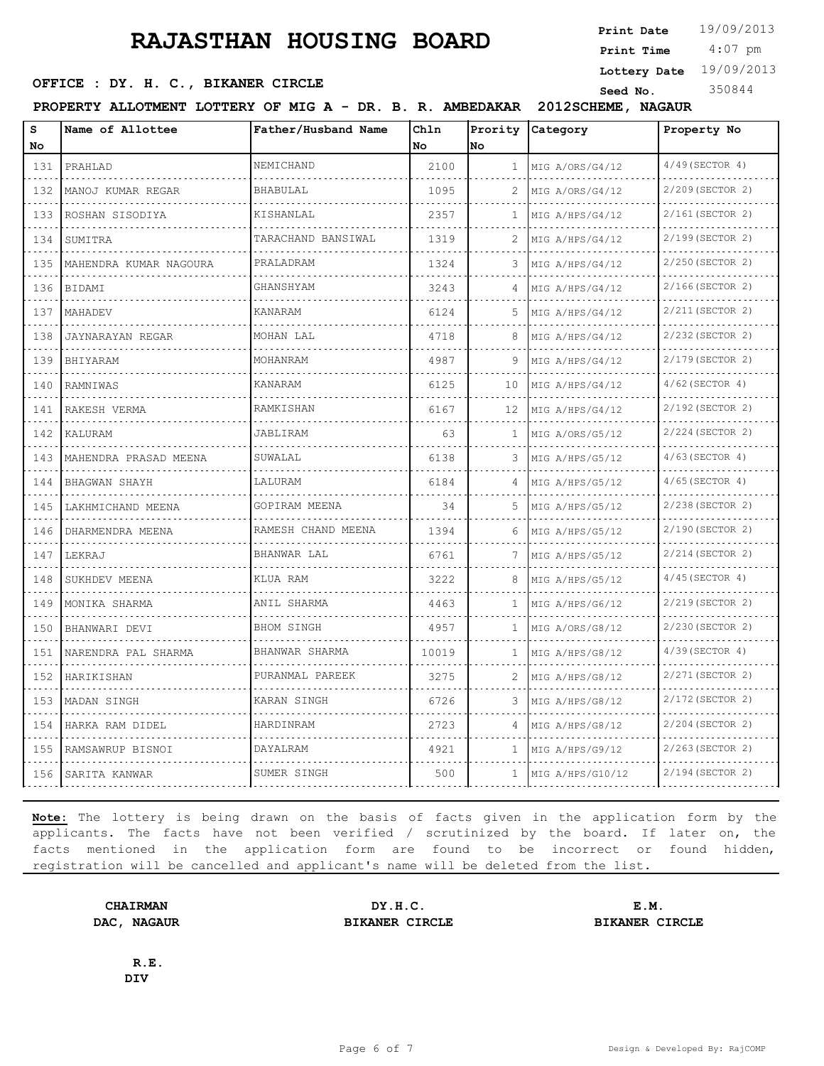# RAJASTHAN HOUSING BOARD

**Print Date** 19/09/2013
**Print Time** 4:07 pm
**Lottery Date** 19/09/2013
**Seed No.** 350844

**OFFICE : DY. H. C., BIKANER CIRCLE**

**PROPERTY ALLOTMENT LOTTERY OF MIG A - DR. B. R. AMBEDAKAR 2012SCHEME, NAGAUR**

| S No | Name of Allottee | Father/Husband Name | Chln No | Prority No | Category | Property No |
|---|---|---|---|---|---|---|
| 131 | PRAHLAD | NEMICHAND | 2100 | 1 | MIG A/ORS/G4/12 | 4/49(SECTOR 4) |
| 132 | MANOJ KUMAR REGAR | BHABULAL | 1095 | 2 | MIG A/ORS/G4/12 | 2/209(SECTOR 2) |
| 133 | ROSHAN SISODIYA | KISHANLAL | 2357 | 1 | MIG A/HPS/G4/12 | 2/161(SECTOR 2) |
| 134 | SUMITRA | TARACHAND BANSIWAL | 1319 | 2 | MIG A/HPS/G4/12 | 2/199(SECTOR 2) |
| 135 | MAHENDRA KUMAR NAGOURA | PRALADRAM | 1324 | 3 | MIG A/HPS/G4/12 | 2/250(SECTOR 2) |
| 136 | BIDAMI | GHANSHYAM | 3243 | 4 | MIG A/HPS/G4/12 | 2/166(SECTOR 2) |
| 137 | MAHADEV | KANARAM | 6124 | 5 | MIG A/HPS/G4/12 | 2/211(SECTOR 2) |
| 138 | JAYNARAYAN REGAR | MOHAN LAL | 4718 | 8 | MIG A/HPS/G4/12 | 2/232(SECTOR 2) |
| 139 | BHIYARAM | MOHANRAM | 4987 | 9 | MIG A/HPS/G4/12 | 2/179(SECTOR 2) |
| 140 | RAMNIWAS | KANARAM | 6125 | 10 | MIG A/HPS/G4/12 | 4/62(SECTOR 4) |
| 141 | RAKESH VERMA | RAMKISHAN | 6167 | 12 | MIG A/HPS/G4/12 | 2/192(SECTOR 2) |
| 142 | KALURAM | JABLIRAM | 63 | 1 | MIG A/ORS/G5/12 | 2/224(SECTOR 2) |
| 143 | MAHENDRA PRASAD MEENA | SUWALAL | 6138 | 3 | MIG A/HPS/G5/12 | 4/63(SECTOR 4) |
| 144 | BHAGWAN SHAYH | LALURAM | 6184 | 4 | MIG A/HPS/G5/12 | 4/65(SECTOR 4) |
| 145 | LAKHMICHAND MEENA | GOPIRAM MEENA | 34 | 5 | MIG A/HPS/G5/12 | 2/238(SECTOR 2) |
| 146 | DHARMENDRA MEENA | RAMESH CHAND MEENA | 1394 | 6 | MIG A/HPS/G5/12 | 2/190(SECTOR 2) |
| 147 | LEKRAJ | BHANWAR LAL | 6761 | 7 | MIG A/HPS/G5/12 | 2/214(SECTOR 2) |
| 148 | SUKHDEV MEENA | KLUA RAM | 3222 | 8 | MIG A/HPS/G5/12 | 4/45(SECTOR 4) |
| 149 | MONIKA SHARMA | ANIL SHARMA | 4463 | 1 | MIG A/HPS/G6/12 | 2/219(SECTOR 2) |
| 150 | BHANWARI DEVI | BHOM SINGH | 4957 | 1 | MIG A/ORS/G8/12 | 2/230(SECTOR 2) |
| 151 | NARENDRA PAL SHARMA | BHANWAR SHARMA | 10019 | 1 | MIG A/HPS/G8/12 | 4/39(SECTOR 4) |
| 152 | HARIKISHAN | PURANMAL PAREEK | 3275 | 2 | MIG A/HPS/G8/12 | 2/271(SECTOR 2) |
| 153 | MADAN SINGH | KARAN SINGH | 6726 | 3 | MIG A/HPS/G8/12 | 2/172(SECTOR 2) |
| 154 | HARKA RAM DIDEL | HARDINRAM | 2723 | 4 | MIG A/HPS/G8/12 | 2/204(SECTOR 2) |
| 155 | RAMSAWRUP BISNOI | DAYALRAM | 4921 | 1 | MIG A/HPS/G9/12 | 2/263(SECTOR 2) |
| 156 | SARITA KANWAR | SUMER SINGH | 500 | 1 | MIG A/HPS/G10/12 | 2/194(SECTOR 2) |

**Note:** The lottery is being drawn on the basis of facts given in the application form by the applicants. The facts have not been verified / scrutinized by the board. If later on, the facts mentioned in the application form are found to be incorrect or found hidden, registration will be cancelled and applicant's name will be deleted from the list.

**CHAIRMAN**
**DAC, NAGAUR**

**DY.H.C.**
**BIKANER CIRCLE**

**E.M.**
**BIKANER CIRCLE**

**R.E.**
**DIV**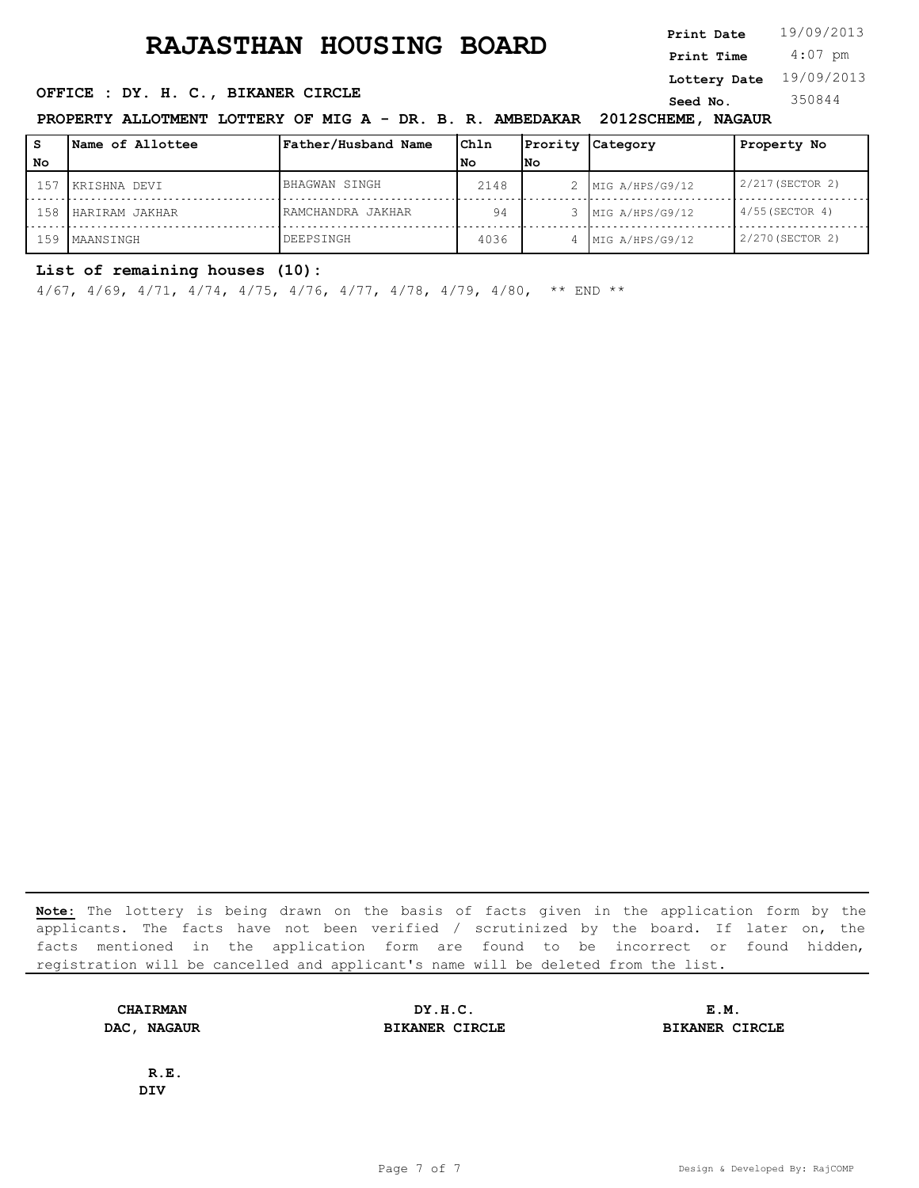# RAJASTHAN HOUSING BOARD

**Print Date** 19/09/2013
**Print Time** 4:07 pm
**Lottery Date** 19/09/2013
**Seed No.** 350844

**OFFICE : DY. H. C., BIKANER CIRCLE**

**PROPERTY ALLOTMENT LOTTERY OF MIG A - DR. B. R. AMBEDAKAR 2012SCHEME, NAGAUR**

| S No | Name of Allottee | Father/Husband Name | Chln No | Prority No | Category | Property No |
|---|---|---|---|---|---|---|
| 157 | KRISHNA DEVI | BHAGWAN SINGH | 2148 | 2 | MIG A/HPS/G9/12 | 2/217(SECTOR 2) |
| 158 | HARIRAM JAKHAR | RAMCHANDRA JAKHAR | 94 | 3 | MIG A/HPS/G9/12 | 4/55(SECTOR 4) |
| 159 | MAANSINGH | DEEPSINGH | 4036 | 4 | MIG A/HPS/G9/12 | 2/270(SECTOR 2) |

**List of remaining houses (10):**

4/67, 4/69, 4/71, 4/74, 4/75, 4/76, 4/77, 4/78, 4/79, 4/80, ** END **

**Note:** The lottery is being drawn on the basis of facts given in the application form by the applicants. The facts have not been verified / scrutinized by the board. If later on, the facts mentioned in the application form are found to be incorrect or found hidden, registration will be cancelled and applicant's name will be deleted from the list.

**CHAIRMAN**
**DAC, NAGAUR**

**DY.H.C.**
**BIKANER CIRCLE**

**E.M.**
**BIKANER CIRCLE**

**R.E.**
**DIV**

Design & Developed By: RajCOMP